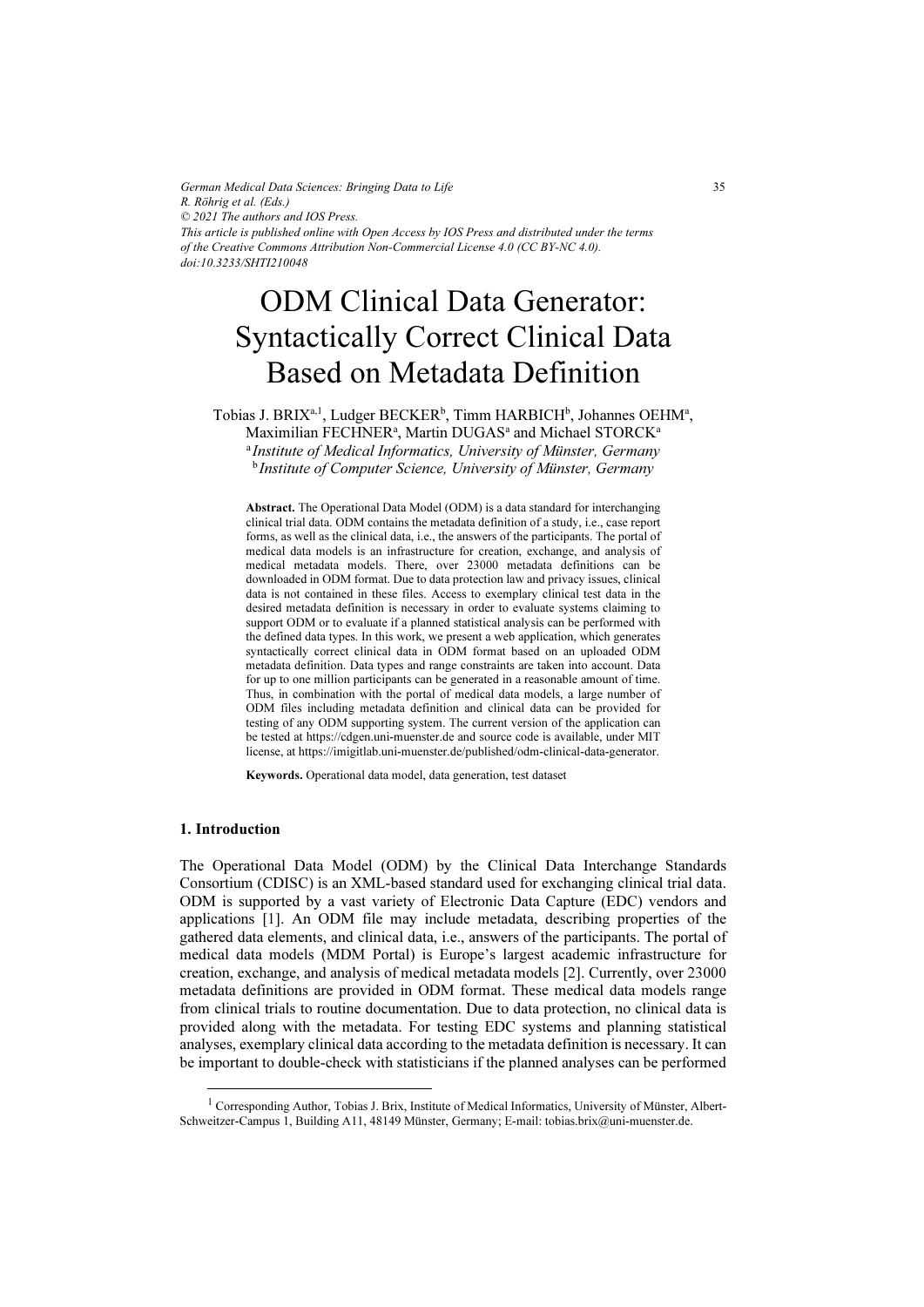# ODM Clinical Data Generator: Syntactically Correct Clinical Data Based on Metadata Definition

Tobias J. BRIX[a,1], Ludger BECKER[b], Timm HARBICH[b], Johannes OEHM[a], Maximilian FECHNER[a], Martin DUGAS[a] and Michael STORCK[a]

[a] *Institute of Medical Informatics, University of Münster, Germany*

[b] *Institute of Computer Science, University of Münster, Germany*

**Abstract.** The Operational Data Model (ODM) is a data standard for interchanging clinical trial data. ODM contains the metadata definition of a study, i.e., case report forms, as well as the clinical data, i.e., the answers of the participants. The portal of medical data models is an infrastructure for creation, exchange, and analysis of medical metadata models. There, over 23000 metadata definitions can be downloaded in ODM format. Due to data protection law and privacy issues, clinical data is not contained in these files. Access to exemplary clinical test data in the desired metadata definition is necessary in order to evaluate systems claiming to support ODM or to evaluate if a planned statistical analysis can be performed with the defined data types. In this work, we present a web application, which generates syntactically correct clinical data in ODM format based on an uploaded ODM metadata definition. Data types and range constraints are taken into account. Data for up to one million participants can be generated in a reasonable amount of time. Thus, in combination with the portal of medical data models, a large number of ODM files including metadata definition and clinical data can be provided for testing of any ODM supporting system. The current version of the application can be tested at https://cdgen.uni-muenster.de and source code is available, under MIT license, at https://imigitlab.uni-muenster.de/published/odm-clinical-data-generator.

**Keywords.** Operational data model, data generation, test dataset

## 1. Introduction

The Operational Data Model (ODM) by the Clinical Data Interchange Standards Consortium (CDISC) is an XML-based standard used for exchanging clinical trial data. ODM is supported by a vast variety of Electronic Data Capture (EDC) vendors and applications [1]. An ODM file may include metadata, describing properties of the gathered data elements, and clinical data, i.e., answers of the participants. The portal of medical data models (MDM Portal) is Europe's largest academic infrastructure for creation, exchange, and analysis of medical metadata models [2]. Currently, over 23000 metadata definitions are provided in ODM format. These medical data models range from clinical trials to routine documentation. Due to data protection, no clinical data is provided along with the metadata. For testing EDC systems and planning statistical analyses, exemplary clinical data according to the metadata definition is necessary. It can be important to double-check with statisticians if the planned analyses can be performed

[1] Corresponding Author, Tobias J. Brix, Institute of Medical Informatics, University of Münster, Albert-Schweitzer-Campus 1, Building A11, 48149 Münster, Germany; E-mail: tobias.brix@uni-muenster.de.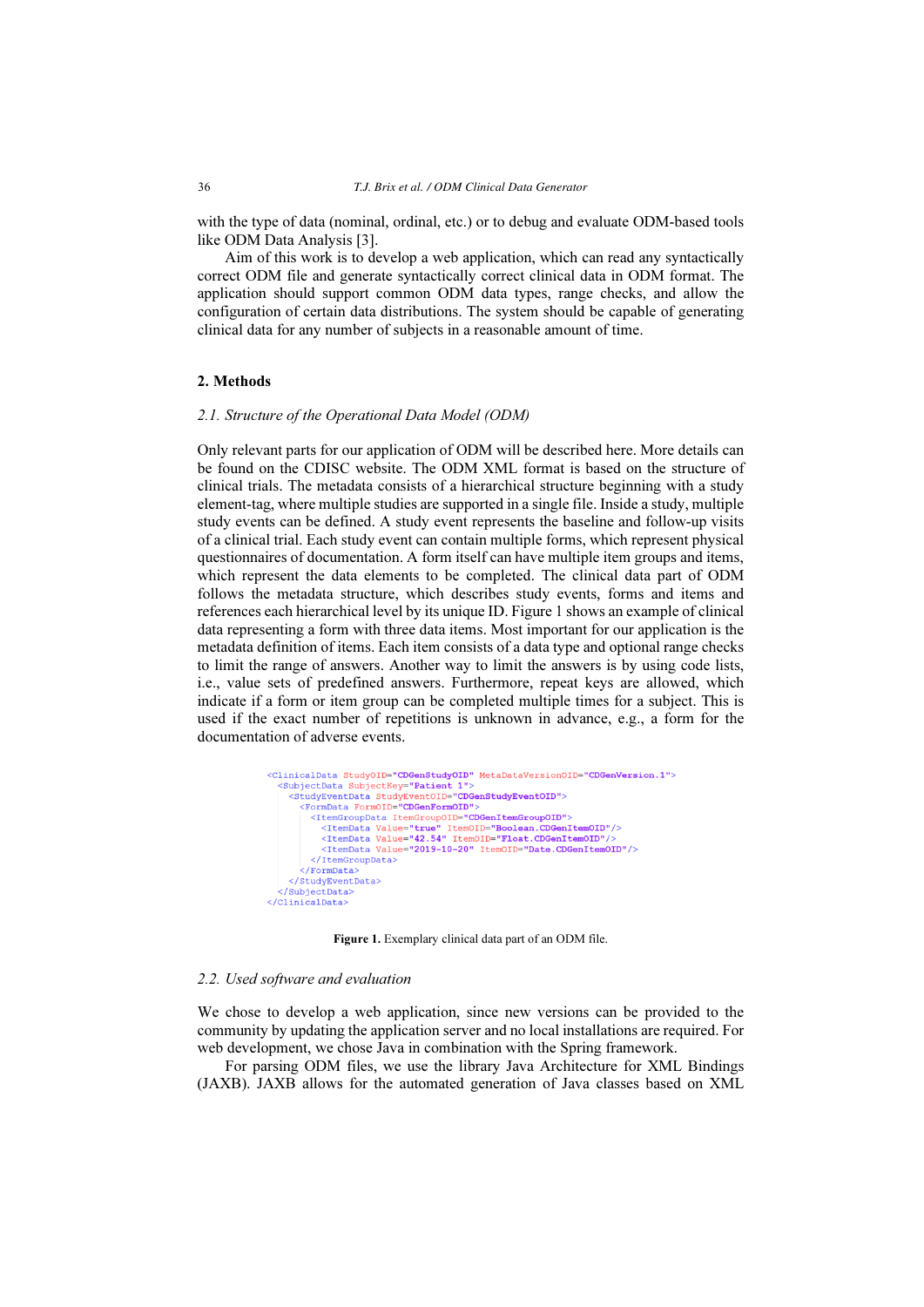with the type of data (nominal, ordinal, etc.) or to debug and evaluate ODM-based tools like ODM Data Analysis [3].

Aim of this work is to develop a web application, which can read any syntactically correct ODM file and generate syntactically correct clinical data in ODM format. The application should support common ODM data types, range checks, and allow the configuration of certain data distributions. The system should be capable of generating clinical data for any number of subjects in a reasonable amount of time.

## 2. Methods

### *2.1. Structure of the Operational Data Model (ODM)*

Only relevant parts for our application of ODM will be described here. More details can be found on the CDISC website. The ODM XML format is based on the structure of clinical trials. The metadata consists of a hierarchical structure beginning with a study element-tag, where multiple studies are supported in a single file. Inside a study, multiple study events can be defined. A study event represents the baseline and follow-up visits of a clinical trial. Each study event can contain multiple forms, which represent physical questionnaires of documentation. A form itself can have multiple item groups and items, which represent the data elements to be completed. The clinical data part of ODM follows the metadata structure, which describes study events, forms and items and references each hierarchical level by its unique ID. Figure 1 shows an example of clinical data representing a form with three data items. Most important for our application is the metadata definition of items. Each item consists of a data type and optional range checks to limit the range of answers. Another way to limit the answers is by using code lists, i.e., value sets of predefined answers. Furthermore, repeat keys are allowed, which indicate if a form or item group can be completed multiple times for a subject. This is used if the exact number of repetitions is unknown in advance, e.g., a form for the documentation of adverse events.

```
<ClinicalData StudyOID="CDGenStudyOID" MetaDataVersionOID="CDGenVersion.1">
  <SubjectData SubjectKey="Patient 1">
    <StudyEventData StudyEventOID="CDGenStudyEventOID">
      <FormData FormOID="CDGenFormOID">
        <ItemGroupData ItemGroupOID="CDGenItemGroupOID">
          <ItemData Value="true" ItemOID="Boolean.CDGenItemOID"/>
          <ItemData Value="42.54" ItemOID="Float.CDGenItemOID"/>
          <ItemData Value="2019-10-20" ItemOID="Date.CDGenItemOID"/>
        </ItemGroupData>
      </FormData>
    </StudyEventData>
  </SubjectData>
</ClinicalData>
```

**Figure 1.** Exemplary clinical data part of an ODM file.

### *2.2. Used software and evaluation*

We chose to develop a web application, since new versions can be provided to the community by updating the application server and no local installations are required. For web development, we chose Java in combination with the Spring framework.

For parsing ODM files, we use the library Java Architecture for XML Bindings (JAXB). JAXB allows for the automated generation of Java classes based on XML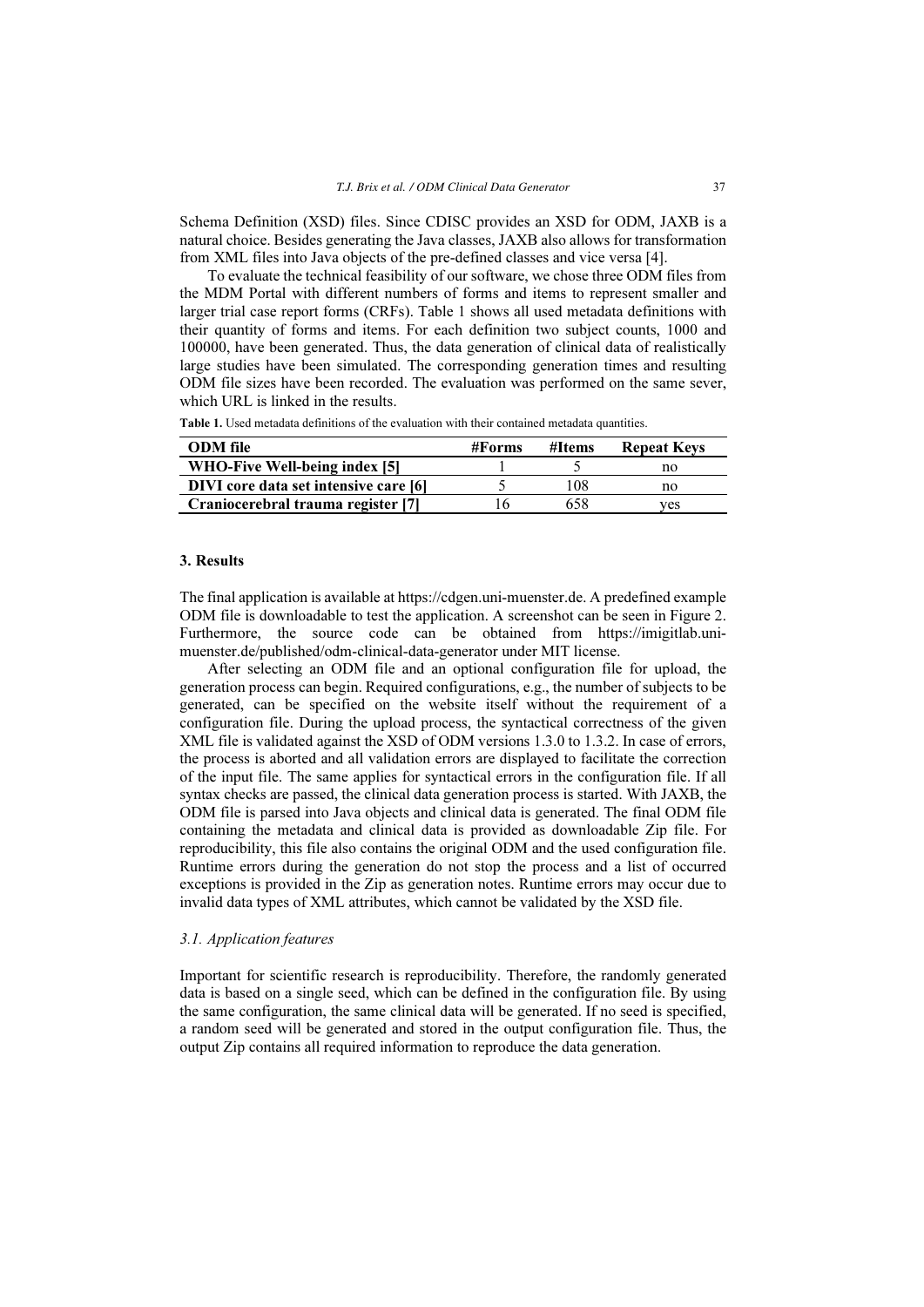Schema Definition (XSD) files. Since CDISC provides an XSD for ODM, JAXB is a natural choice. Besides generating the Java classes, JAXB also allows for transformation from XML files into Java objects of the pre-defined classes and vice versa [4].

To evaluate the technical feasibility of our software, we chose three ODM files from the MDM Portal with different numbers of forms and items to represent smaller and larger trial case report forms (CRFs). Table 1 shows all used metadata definitions with their quantity of forms and items. For each definition two subject counts, 1000 and 100000, have been generated. Thus, the data generation of clinical data of realistically large studies have been simulated. The corresponding generation times and resulting ODM file sizes have been recorded. The evaluation was performed on the same sever, which URL is linked in the results.

**Table 1.** Used metadata definitions of the evaluation with their contained metadata quantities.

| ODM file | #Forms | #Items | Repeat Keys |
|---|---|---|---|
| **WHO-Five Well-being index [5]** | 1 | 5 | no |
| **DIVI core data set intensive care [6]** | 5 | 108 | no |
| **Craniocerebral trauma register [7]** | 16 | 658 | yes |

## 3. Results

The final application is available at https://cdgen.uni-muenster.de. A predefined example ODM file is downloadable to test the application. A screenshot can be seen in Figure 2. Furthermore, the source code can be obtained from https://imigitlab.uni-muenster.de/published/odm-clinical-data-generator under MIT license.

After selecting an ODM file and an optional configuration file for upload, the generation process can begin. Required configurations, e.g., the number of subjects to be generated, can be specified on the website itself without the requirement of a configuration file. During the upload process, the syntactical correctness of the given XML file is validated against the XSD of ODM versions 1.3.0 to 1.3.2. In case of errors, the process is aborted and all validation errors are displayed to facilitate the correction of the input file. The same applies for syntactical errors in the configuration file. If all syntax checks are passed, the clinical data generation process is started. With JAXB, the ODM file is parsed into Java objects and clinical data is generated. The final ODM file containing the metadata and clinical data is provided as downloadable Zip file. For reproducibility, this file also contains the original ODM and the used configuration file. Runtime errors during the generation do not stop the process and a list of occurred exceptions is provided in the Zip as generation notes. Runtime errors may occur due to invalid data types of XML attributes, which cannot be validated by the XSD file.

### *3.1. Application features*

Important for scientific research is reproducibility. Therefore, the randomly generated data is based on a single seed, which can be defined in the configuration file. By using the same configuration, the same clinical data will be generated. If no seed is specified, a random seed will be generated and stored in the output configuration file. Thus, the output Zip contains all required information to reproduce the data generation.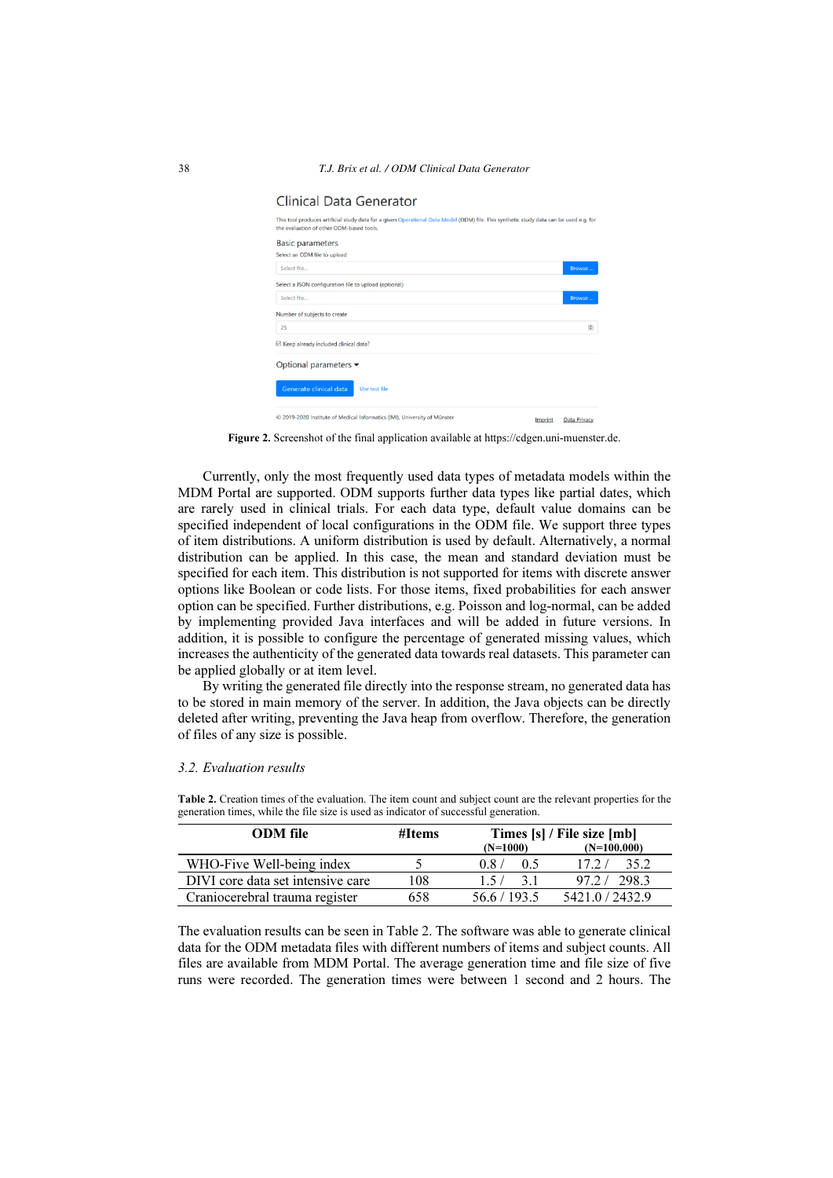Clinical Data Generator

This tool produces artificial study data for a given Operational Data Model (ODM) file. This synthetic study data can be used e.g. for the evaluation of other ODM-based tools.

Basic parameters

Select an ODM file to upload

Select file... Browse ...

Select a JSON configuration file to upload (optional)

Select file... Browse ...

Number of subjects to create

25

☑ Keep already included clinical data?

Optional parameters ▾

Generate clinical data Use test file

© 2019-2020 Institute of Medical Informatics (IMI), University of Münster Imprint Data Privacy

**Figure 2.** Screenshot of the final application available at https://cdgen.uni-muenster.de.

Currently, only the most frequently used data types of metadata models within the MDM Portal are supported. ODM supports further data types like partial dates, which are rarely used in clinical trials. For each data type, default value domains can be specified independent of local configurations in the ODM file. We support three types of item distributions. A uniform distribution is used by default. Alternatively, a normal distribution can be applied. In this case, the mean and standard deviation must be specified for each item. This distribution is not supported for items with discrete answer options like Boolean or code lists. For those items, fixed probabilities for each answer option can be specified. Further distributions, e.g. Poisson and log-normal, can be added by implementing provided Java interfaces and will be added in future versions. In addition, it is possible to configure the percentage of generated missing values, which increases the authenticity of the generated data towards real datasets. This parameter can be applied globally or at item level.

By writing the generated file directly into the response stream, no generated data has to be stored in main memory of the server. In addition, the Java objects can be directly deleted after writing, preventing the Java heap from overflow. Therefore, the generation of files of any size is possible.

### *3.2. Evaluation results*

**Table 2.** Creation times of the evaluation. The item count and subject count are the relevant properties for the generation times, while the file size is used as indicator of successful generation.

| ODM file | #Items | Times [s] / File size [mb] (N=1000) | Times [s] / File size [mb] (N=100.000) |
|---|---|---|---|
| WHO-Five Well-being index | 5 | 0.8 / 0.5 | 17.2 / 35.2 |
| DIVI core data set intensive care | 108 | 1.5 / 3.1 | 97.2 / 298.3 |
| Craniocerebral trauma register | 658 | 56.6 / 193.5 | 5421.0 / 2432.9 |

The evaluation results can be seen in Table 2. The software was able to generate clinical data for the ODM metadata files with different numbers of items and subject counts. All files are available from MDM Portal. The average generation time and file size of five runs were recorded. The generation times were between 1 second and 2 hours. The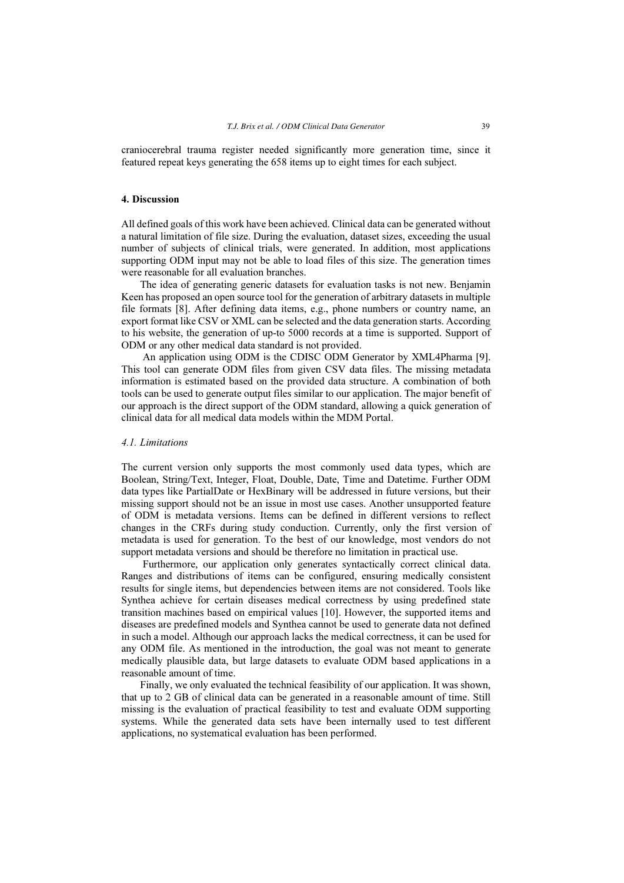craniocerebral trauma register needed significantly more generation time, since it featured repeat keys generating the 658 items up to eight times for each subject.

## 4. Discussion

All defined goals of this work have been achieved. Clinical data can be generated without a natural limitation of file size. During the evaluation, dataset sizes, exceeding the usual number of subjects of clinical trials, were generated. In addition, most applications supporting ODM input may not be able to load files of this size. The generation times were reasonable for all evaluation branches.

The idea of generating generic datasets for evaluation tasks is not new. Benjamin Keen has proposed an open source tool for the generation of arbitrary datasets in multiple file formats [8]. After defining data items, e.g., phone numbers or country name, an export format like CSV or XML can be selected and the data generation starts. According to his website, the generation of up-to 5000 records at a time is supported. Support of ODM or any other medical data standard is not provided.

An application using ODM is the CDISC ODM Generator by XML4Pharma [9]. This tool can generate ODM files from given CSV data files. The missing metadata information is estimated based on the provided data structure. A combination of both tools can be used to generate output files similar to our application. The major benefit of our approach is the direct support of the ODM standard, allowing a quick generation of clinical data for all medical data models within the MDM Portal.

### *4.1. Limitations*

The current version only supports the most commonly used data types, which are Boolean, String/Text, Integer, Float, Double, Date, Time and Datetime. Further ODM data types like PartialDate or HexBinary will be addressed in future versions, but their missing support should not be an issue in most use cases. Another unsupported feature of ODM is metadata versions. Items can be defined in different versions to reflect changes in the CRFs during study conduction. Currently, only the first version of metadata is used for generation. To the best of our knowledge, most vendors do not support metadata versions and should be therefore no limitation in practical use.

Furthermore, our application only generates syntactically correct clinical data. Ranges and distributions of items can be configured, ensuring medically consistent results for single items, but dependencies between items are not considered. Tools like Synthea achieve for certain diseases medical correctness by using predefined state transition machines based on empirical values [10]. However, the supported items and diseases are predefined models and Synthea cannot be used to generate data not defined in such a model. Although our approach lacks the medical correctness, it can be used for any ODM file. As mentioned in the introduction, the goal was not meant to generate medically plausible data, but large datasets to evaluate ODM based applications in a reasonable amount of time.

Finally, we only evaluated the technical feasibility of our application. It was shown, that up to 2 GB of clinical data can be generated in a reasonable amount of time. Still missing is the evaluation of practical feasibility to test and evaluate ODM supporting systems. While the generated data sets have been internally used to test different applications, no systematical evaluation has been performed.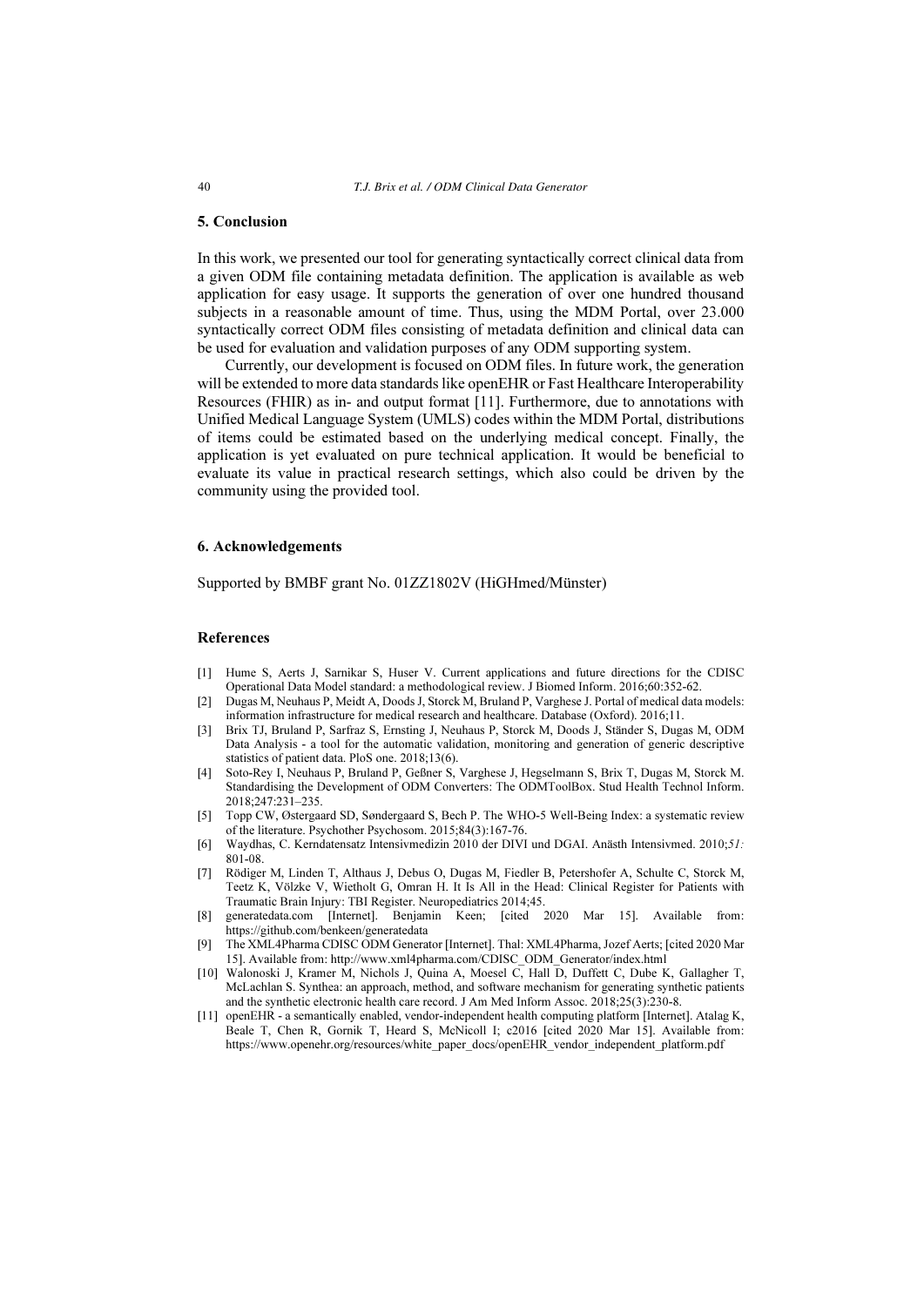## 5. Conclusion

In this work, we presented our tool for generating syntactically correct clinical data from a given ODM file containing metadata definition. The application is available as web application for easy usage. It supports the generation of over one hundred thousand subjects in a reasonable amount of time. Thus, using the MDM Portal, over 23.000 syntactically correct ODM files consisting of metadata definition and clinical data can be used for evaluation and validation purposes of any ODM supporting system.

Currently, our development is focused on ODM files. In future work, the generation will be extended to more data standards like openEHR or Fast Healthcare Interoperability Resources (FHIR) as in- and output format [11]. Furthermore, due to annotations with Unified Medical Language System (UMLS) codes within the MDM Portal, distributions of items could be estimated based on the underlying medical concept. Finally, the application is yet evaluated on pure technical application. It would be beneficial to evaluate its value in practical research settings, which also could be driven by the community using the provided tool.

## 6. Acknowledgements

Supported by BMBF grant No. 01ZZ1802V (HiGHmed/Münster)

## References

[1] Hume S, Aerts J, Sarnikar S, Huser V. Current applications and future directions for the CDISC Operational Data Model standard: a methodological review. J Biomed Inform. 2016;60:352-62.

[2] Dugas M, Neuhaus P, Meidt A, Doods J, Storck M, Bruland P, Varghese J. Portal of medical data models: information infrastructure for medical research and healthcare. Database (Oxford). 2016;11.

[3] Brix TJ, Bruland P, Sarfraz S, Ernsting J, Neuhaus P, Storck M, Doods J, Ständer S, Dugas M, ODM Data Analysis - a tool for the automatic validation, monitoring and generation of generic descriptive statistics of patient data. PloS one. 2018;13(6).

[4] Soto-Rey I, Neuhaus P, Bruland P, Geßner S, Varghese J, Hegselmann S, Brix T, Dugas M, Storck M. Standardising the Development of ODM Converters: The ODMToolBox. Stud Health Technol Inform. 2018;247:231–235.

[5] Topp CW, Østergaard SD, Søndergaard S, Bech P. The WHO-5 Well-Being Index: a systematic review of the literature. Psychother Psychosom. 2015;84(3):167-76.

[6] Waydhas, C. Kerndatensatz Intensivmedizin 2010 der DIVI und DGAI. Anästh Intensivmed. 2010;*51:* 801-08.

[7] Rödiger M, Linden T, Althaus J, Debus O, Dugas M, Fiedler B, Petershofer A, Schulte C, Storck M, Teetz K, Völzke V, Wietholt G, Omran H. It Is All in the Head: Clinical Register for Patients with Traumatic Brain Injury: TBI Register. Neuropediatrics 2014;45.

[8] generatedata.com [Internet]. Benjamin Keen; [cited 2020 Mar 15]. Available from: https://github.com/benkeen/generatedata

[9] The XML4Pharma CDISC ODM Generator [Internet]. Thal: XML4Pharma, Jozef Aerts; [cited 2020 Mar 15]. Available from: http://www.xml4pharma.com/CDISC_ODM_Generator/index.html

[10] Walonoski J, Kramer M, Nichols J, Quina A, Moesel C, Hall D, Duffett C, Dube K, Gallagher T, McLachlan S. Synthea: an approach, method, and software mechanism for generating synthetic patients and the synthetic electronic health care record. J Am Med Inform Assoc. 2018;25(3):230-8.

[11] openEHR - a semantically enabled, vendor-independent health computing platform [Internet]. Atalag K, Beale T, Chen R, Gornik T, Heard S, McNicoll I; c2016 [cited 2020 Mar 15]. Available from: https://www.openehr.org/resources/white_paper_docs/openEHR_vendor_independent_platform.pdf